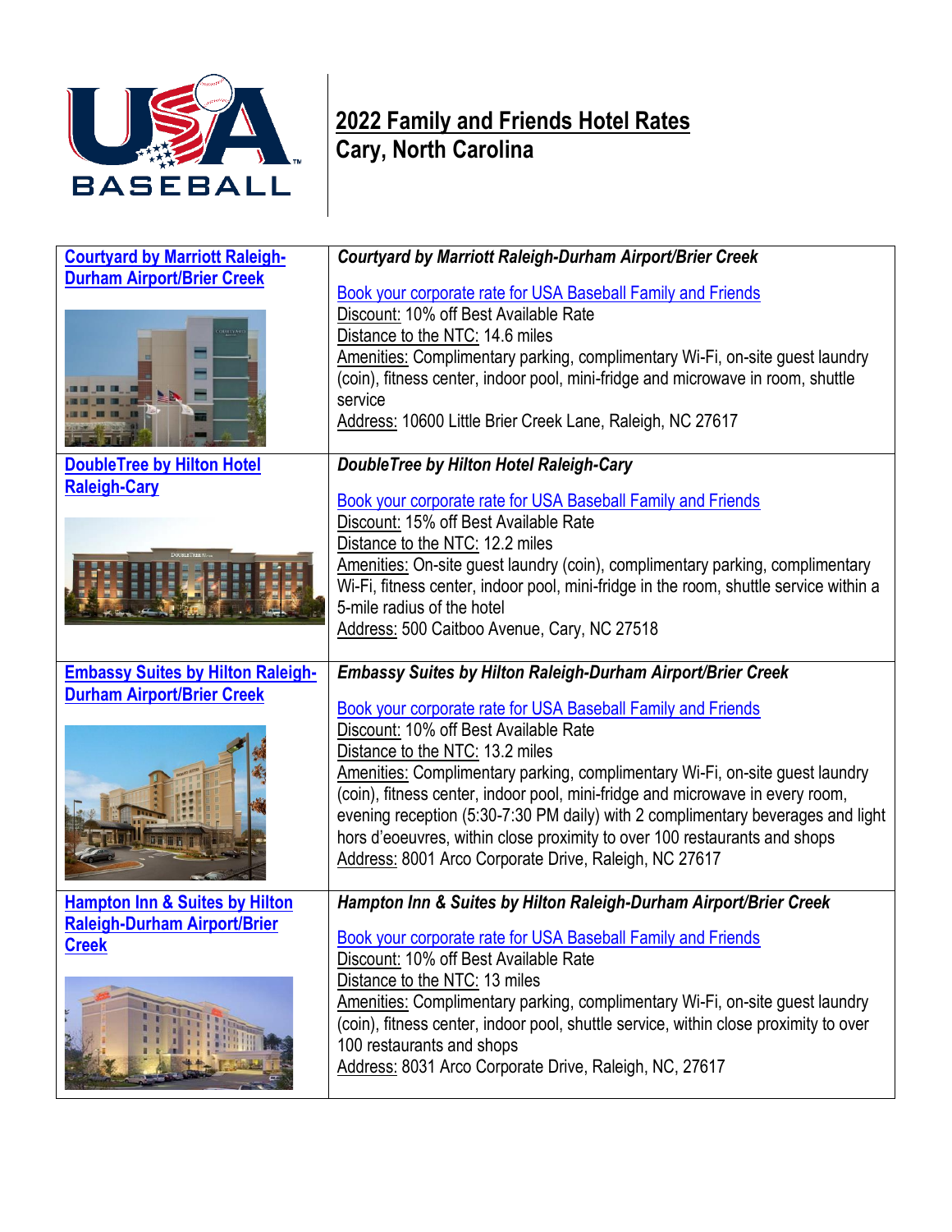# 2022 Family and Friends Hotel Rates
## Cary, North Carolina

| | |
|---|---|
| **Courtyard by Marriott Raleigh-Durham Airport/Brier Creek** | ***Courtyard by Marriott Raleigh-Durham Airport/Brier Creek***<br><br>Book your corporate rate for USA Baseball Family and Friends<br>Discount: 10% off Best Available Rate<br>Distance to the NTC: 14.6 miles<br>Amenities: Complimentary parking, complimentary Wi-Fi, on-site guest laundry (coin), fitness center, indoor pool, mini-fridge and microwave in room, shuttle service<br>Address: 10600 Little Brier Creek Lane, Raleigh, NC 27617 |
| **DoubleTree by Hilton Hotel Raleigh-Cary** | ***DoubleTree by Hilton Hotel Raleigh-Cary***<br><br>Book your corporate rate for USA Baseball Family and Friends<br>Discount: 15% off Best Available Rate<br>Distance to the NTC: 12.2 miles<br>Amenities: On-site guest laundry (coin), complimentary parking, complimentary Wi-Fi, fitness center, indoor pool, mini-fridge in the room, shuttle service within a 5-mile radius of the hotel<br>Address: 500 Caitboo Avenue, Cary, NC 27518 |
| **Embassy Suites by Hilton Raleigh-Durham Airport/Brier Creek** | ***Embassy Suites by Hilton Raleigh-Durham Airport/Brier Creek***<br><br>Book your corporate rate for USA Baseball Family and Friends<br>Discount: 10% off Best Available Rate<br>Distance to the NTC: 13.2 miles<br>Amenities: Complimentary parking, complimentary Wi-Fi, on-site guest laundry (coin), fitness center, indoor pool, mini-fridge and microwave in every room, evening reception (5:30-7:30 PM daily) with 2 complimentary beverages and light hors d'eoeuvres, within close proximity to over 100 restaurants and shops<br>Address: 8001 Arco Corporate Drive, Raleigh, NC 27617 |
| **Hampton Inn & Suites by Hilton Raleigh-Durham Airport/Brier Creek** | ***Hampton Inn & Suites by Hilton Raleigh-Durham Airport/Brier Creek***<br><br>Book your corporate rate for USA Baseball Family and Friends<br>Discount: 10% off Best Available Rate<br>Distance to the NTC: 13 miles<br>Amenities: Complimentary parking, complimentary Wi-Fi, on-site guest laundry (coin), fitness center, indoor pool, shuttle service, within close proximity to over 100 restaurants and shops<br>Address: 8031 Arco Corporate Drive, Raleigh, NC, 27617 |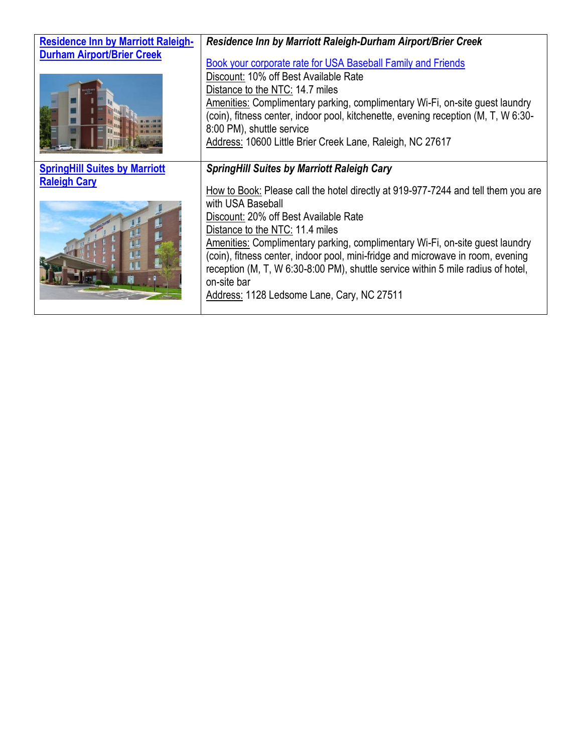| | |
|---|---|
| **Residence Inn by Marriott Raleigh-Durham Airport/Brier Creek** | ***Residence Inn by Marriott Raleigh-Durham Airport/Brier Creek***<br><br>Book your corporate rate for USA Baseball Family and Friends<br>Discount: 10% off Best Available Rate<br>Distance to the NTC: 14.7 miles<br>Amenities: Complimentary parking, complimentary Wi-Fi, on-site guest laundry (coin), fitness center, indoor pool, kitchenette, evening reception (M, T, W 6:30-8:00 PM), shuttle service<br>Address: 10600 Little Brier Creek Lane, Raleigh, NC 27617 |
| **SpringHill Suites by Marriott Raleigh Cary** | ***SpringHill Suites by Marriott Raleigh Cary***<br><br>How to Book: Please call the hotel directly at 919-977-7244 and tell them you are with USA Baseball<br>Discount: 20% off Best Available Rate<br>Distance to the NTC: 11.4 miles<br>Amenities: Complimentary parking, complimentary Wi-Fi, on-site guest laundry (coin), fitness center, indoor pool, mini-fridge and microwave in room, evening reception (M, T, W 6:30-8:00 PM), shuttle service within 5 mile radius of hotel, on-site bar<br>Address: 1128 Ledsome Lane, Cary, NC 27511 |